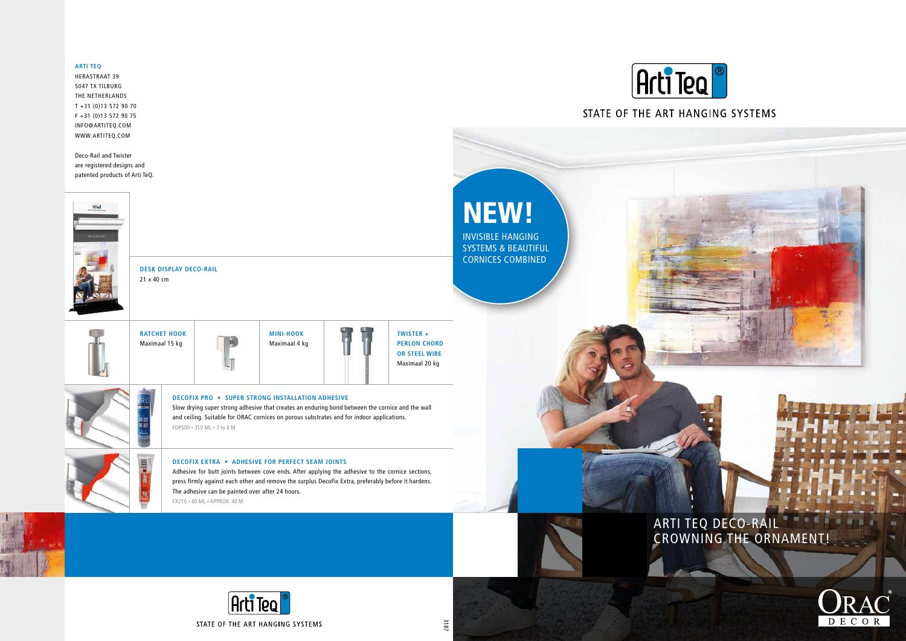**ARTI TEQ**
HERASTRAAT 39
5047 TX TILBURG
THE NETHERLANDS
T +31 (0)13 572 90 70
F +31 (0)13 572 90 75
INFO@ARTITEQ.COM
WWW.ARTITEQ.COM

Deco-Rail and Twister are registered designs and patented products of Arti TeQ.

**DESK DISPLAY DECO-RAIL**
21 x 40 cm

**RATCHET HOOK**
Maximaal 15 kg

**MINI-HOOK**
Maximaal 4 kg

**TWISTER + PERLON CHORD OR STEEL WIRE**
Maximaal 20 kg

**DECOFIX PRO • SUPER STRONG INSTALLATION ADHESIVE**
Slow drying super strong adhesive that creates an enduring bond between the cornice and the wall and ceiling. Suitable for ORAC cornices on porous substrates and for indoor applications.
FDP500 • 310 ML • 7 to 8 M

**DECOFIX EXTRA • ADHESIVE FOR PERFECT SEAM JOINTS**
Adhesive for butt joints between cove ends. After applying the adhesive to the cornice sections, press firmly against each other and remove the surplus DecoFix Extra, preferably before it hardens. The adhesive can be painted over after 24 hours.
FX210 • 80 ML • APPROX. 40 M

Arti TeQ®
STATE OF THE ART HANGING SYSTEMS

3187

# Arti TeQ®

STATE OF THE ART HANGING SYSTEMS

## NEW!

INVISIBLE HANGING SYSTEMS & BEAUTIFUL CORNICES COMBINED

## ARTI TEQ DECO-RAIL CROWNING THE ORNAMENT!

ORAC® DECOR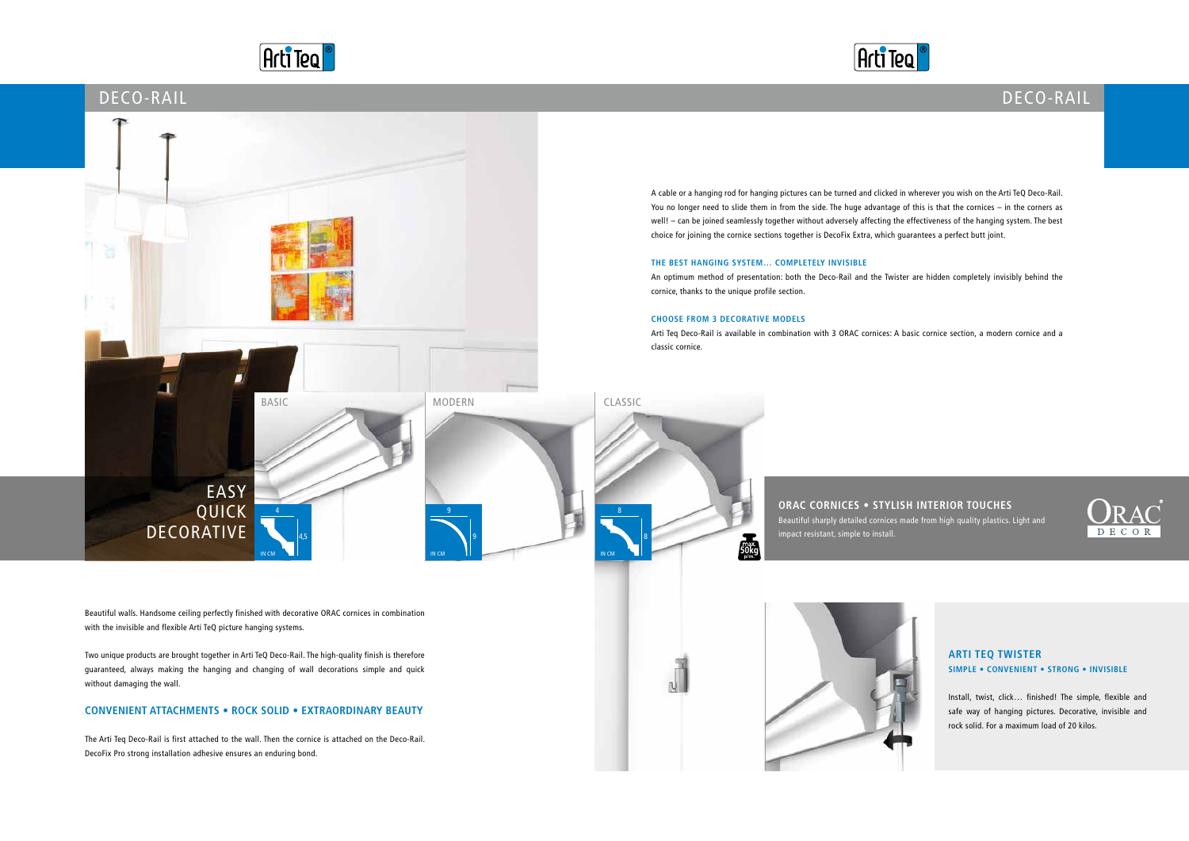# DECO-RAIL

EASY
QUICK
DECORATIVE

BASIC

4

4,5

IN CM

MODERN

9

9

IN CM

CLASSIC

8

8

IN CM

max. 50kg p/m

Beautiful walls. Handsome ceiling perfectly finished with decorative ORAC cornices in combination with the invisible and flexible Arti TeQ picture hanging systems.

Two unique products are brought together in Arti TeQ Deco-Rail. The high-quality finish is therefore guaranteed, always making the hanging and changing of wall decorations simple and quick without damaging the wall.

## CONVENIENT ATTACHMENTS • ROCK SOLID • EXTRAORDINARY BEAUTY

The Arti Teq Deco-Rail is first attached to the wall. Then the cornice is attached on the Deco-Rail. DecoFix Pro strong installation adhesive ensures an enduring bond.

A cable or a hanging rod for hanging pictures can be turned and clicked in wherever you wish on the Arti TeQ Deco-Rail. You no longer need to slide them in from the side. The huge advantage of this is that the cornices – in the corners as well! – can be joined seamlessly together without adversely affecting the effectiveness of the hanging system. The best choice for joining the cornice sections together is DecoFix Extra, which guarantees a perfect butt joint.

### THE BEST HANGING SYSTEM… COMPLETELY INVISIBLE

An optimum method of presentation: both the Deco-Rail and the Twister are hidden completely invisibly behind the cornice, thanks to the unique profile section.

### CHOOSE FROM 3 DECORATIVE MODELS

Arti Teq Deco-Rail is available in combination with 3 ORAC cornices: A basic cornice section, a modern cornice and a classic cornice.

## ORAC CORNICES • STYLISH INTERIOR TOUCHES

Beautiful sharply detailed cornices made from high quality plastics. Light and impact resistant, simple to install.

## ARTI TEQ TWISTER

**SIMPLE • CONVENIENT • STRONG • INVISIBLE**

Install, twist, click… finished! The simple, flexible and safe way of hanging pictures. Decorative, invisible and rock solid. For a maximum load of 20 kilos.